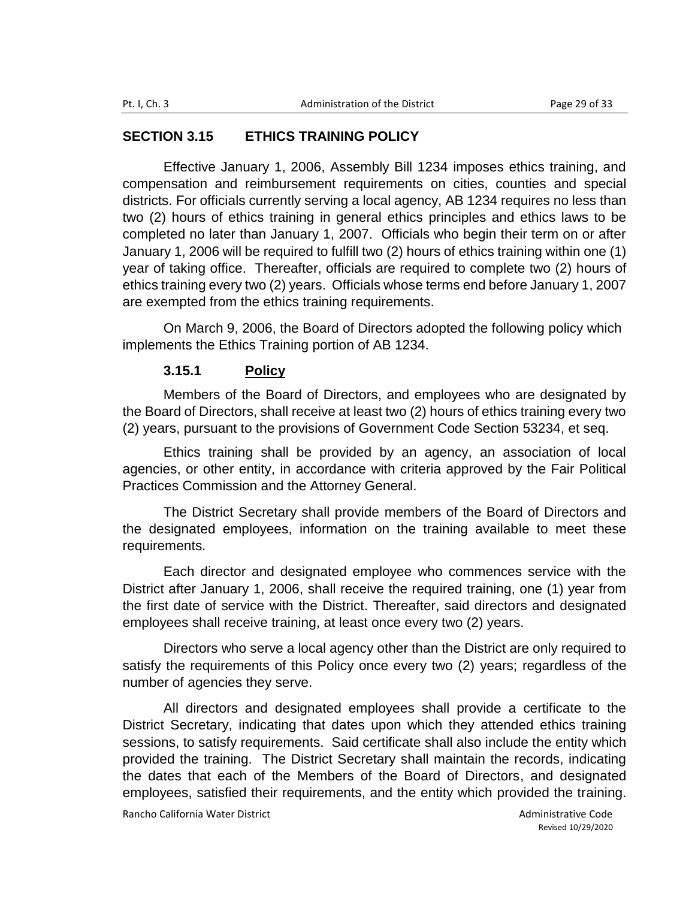## SECTION 3.15 ETHICS TRAINING POLICY

Effective January 1, 2006, Assembly Bill 1234 imposes ethics training, and compensation and reimbursement requirements on cities, counties and special districts. For officials currently serving a local agency, AB 1234 requires no less than two (2) hours of ethics training in general ethics principles and ethics laws to be completed no later than January 1, 2007. Officials who begin their term on or after January 1, 2006 will be required to fulfill two (2) hours of ethics training within one (1) year of taking office. Thereafter, officials are required to complete two (2) hours of ethics training every two (2) years. Officials whose terms end before January 1, 2007 are exempted from the ethics training requirements.

On March 9, 2006, the Board of Directors adopted the following policy which implements the Ethics Training portion of AB 1234.

### 3.15.1 Policy

Members of the Board of Directors, and employees who are designated by the Board of Directors, shall receive at least two (2) hours of ethics training every two (2) years, pursuant to the provisions of Government Code Section 53234, et seq.

Ethics training shall be provided by an agency, an association of local agencies, or other entity, in accordance with criteria approved by the Fair Political Practices Commission and the Attorney General.

The District Secretary shall provide members of the Board of Directors and the designated employees, information on the training available to meet these requirements.

Each director and designated employee who commences service with the District after January 1, 2006, shall receive the required training, one (1) year from the first date of service with the District. Thereafter, said directors and designated employees shall receive training, at least once every two (2) years.

Directors who serve a local agency other than the District are only required to satisfy the requirements of this Policy once every two (2) years; regardless of the number of agencies they serve.

All directors and designated employees shall provide a certificate to the District Secretary, indicating that dates upon which they attended ethics training sessions, to satisfy requirements. Said certificate shall also include the entity which provided the training. The District Secretary shall maintain the records, indicating the dates that each of the Members of the Board of Directors, and designated employees, satisfied their requirements, and the entity which provided the training.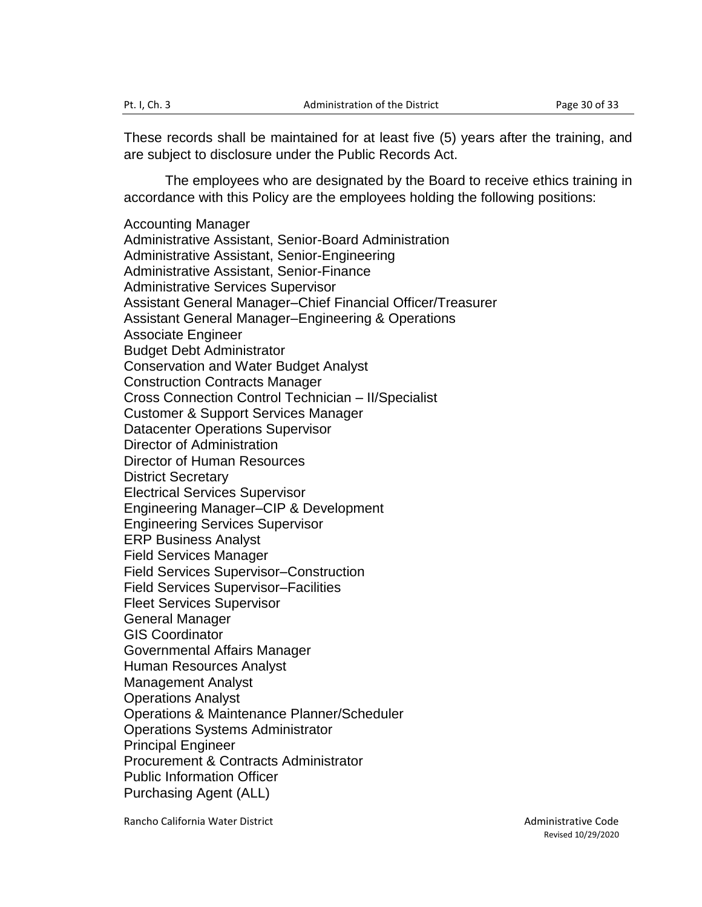These records shall be maintained for at least five (5) years after the training, and are subject to disclosure under the Public Records Act.

The employees who are designated by the Board to receive ethics training in accordance with this Policy are the employees holding the following positions:

Accounting Manager
Administrative Assistant, Senior-Board Administration
Administrative Assistant, Senior-Engineering
Administrative Assistant, Senior-Finance
Administrative Services Supervisor
Assistant General Manager–Chief Financial Officer/Treasurer
Assistant General Manager–Engineering & Operations
Associate Engineer
Budget Debt Administrator
Conservation and Water Budget Analyst
Construction Contracts Manager
Cross Connection Control Technician – II/Specialist
Customer & Support Services Manager
Datacenter Operations Supervisor
Director of Administration
Director of Human Resources
District Secretary
Electrical Services Supervisor
Engineering Manager–CIP & Development
Engineering Services Supervisor
ERP Business Analyst
Field Services Manager
Field Services Supervisor–Construction
Field Services Supervisor–Facilities
Fleet Services Supervisor
General Manager
GIS Coordinator
Governmental Affairs Manager
Human Resources Analyst
Management Analyst
Operations Analyst
Operations & Maintenance Planner/Scheduler
Operations Systems Administrator
Principal Engineer
Procurement & Contracts Administrator
Public Information Officer
Purchasing Agent (ALL)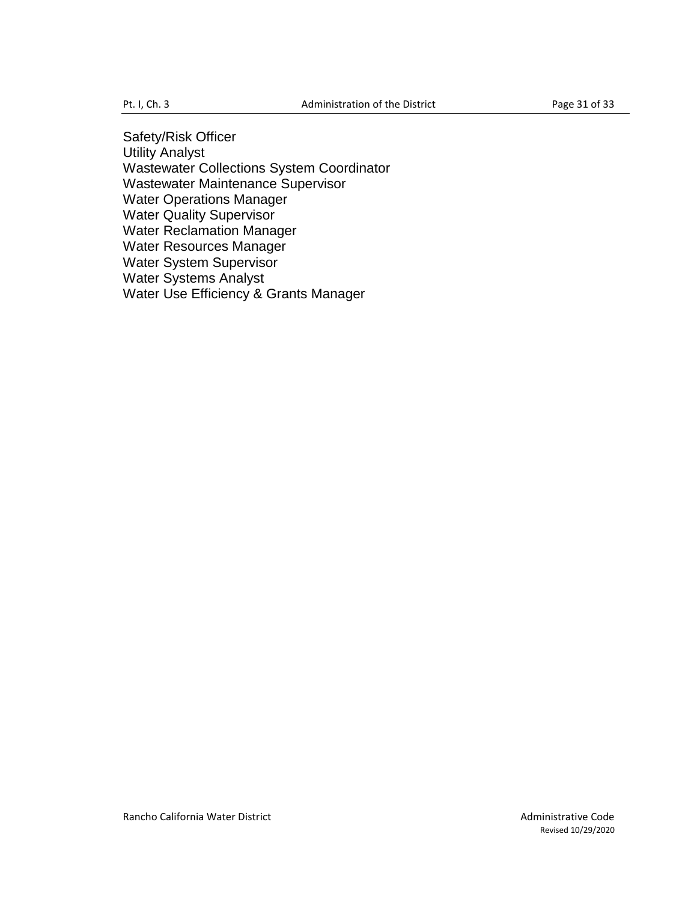Safety/Risk Officer
Utility Analyst
Wastewater Collections System Coordinator
Wastewater Maintenance Supervisor
Water Operations Manager
Water Quality Supervisor
Water Reclamation Manager
Water Resources Manager
Water System Supervisor
Water Systems Analyst
Water Use Efficiency & Grants Manager